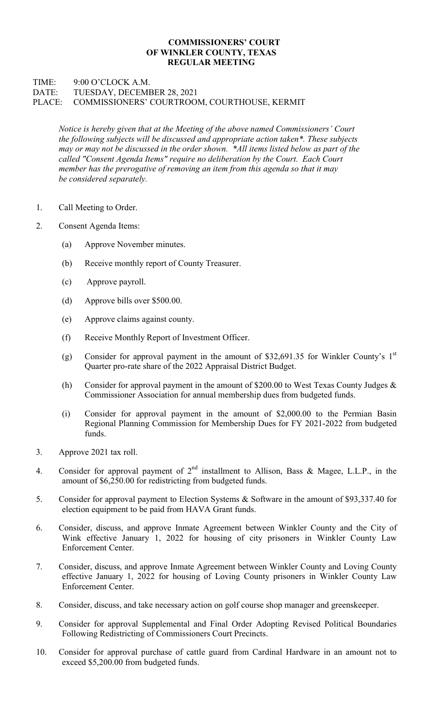**COMMISSIONERS' COURT**
**OF WINKLER COUNTY, TEXAS**
**REGULAR MEETING**

TIME: 9:00 O'CLOCK A.M.
DATE: TUESDAY, DECEMBER 28, 2021
PLACE: COMMISSIONERS' COURTROOM, COURTHOUSE, KERMIT

*Notice is hereby given that at the Meeting of the above named Commissioners' Court the following subjects will be discussed and appropriate action taken\*. These subjects may or may not be discussed in the order shown. \*All items listed below as part of the called "Consent Agenda Items" require no deliberation by the Court. Each Court member has the prerogative of removing an item from this agenda so that it may be considered separately.*

1. Call Meeting to Order.

2. Consent Agenda Items:

   (a) Approve November minutes.

   (b) Receive monthly report of County Treasurer.

   (c) Approve payroll.

   (d) Approve bills over $500.00.

   (e) Approve claims against county.

   (f) Receive Monthly Report of Investment Officer.

   (g) Consider for approval payment in the amount of $32,691.35 for Winkler County's 1st Quarter pro-rate share of the 2022 Appraisal District Budget.

   (h) Consider for approval payment in the amount of $200.00 to West Texas County Judges & Commissioner Association for annual membership dues from budgeted funds.

   (i) Consider for approval payment in the amount of $2,000.00 to the Permian Basin Regional Planning Commission for Membership Dues for FY 2021-2022 from budgeted funds.

3. Approve 2021 tax roll.

4. Consider for approval payment of 2nd installment to Allison, Bass & Magee, L.L.P., in the amount of $6,250.00 for redistricting from budgeted funds.

5. Consider for approval payment to Election Systems & Software in the amount of $93,337.40 for election equipment to be paid from HAVA Grant funds.

6. Consider, discuss, and approve Inmate Agreement between Winkler County and the City of Wink effective January 1, 2022 for housing of city prisoners in Winkler County Law Enforcement Center.

7. Consider, discuss, and approve Inmate Agreement between Winkler County and Loving County effective January 1, 2022 for housing of Loving County prisoners in Winkler County Law Enforcement Center.

8. Consider, discuss, and take necessary action on golf course shop manager and greenskeeper.

9. Consider for approval Supplemental and Final Order Adopting Revised Political Boundaries Following Redistricting of Commissioners Court Precincts.

10. Consider for approval purchase of cattle guard from Cardinal Hardware in an amount not to exceed $5,200.00 from budgeted funds.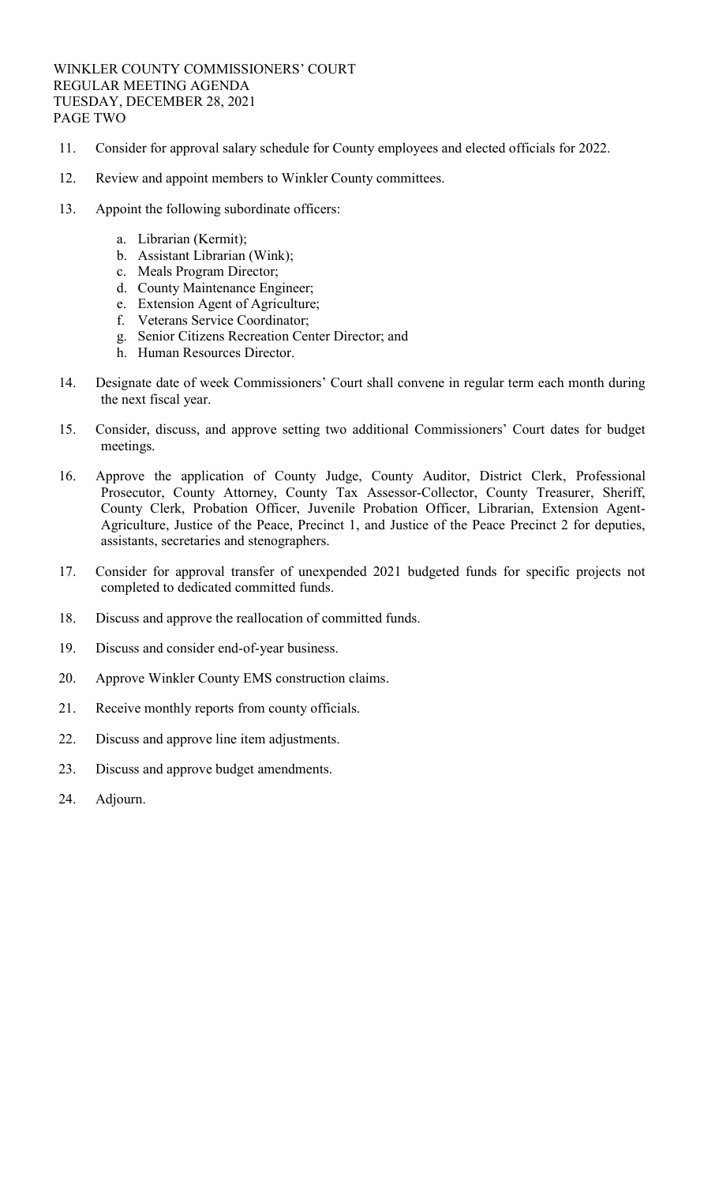WINKLER COUNTY COMMISSIONERS' COURT
REGULAR MEETING AGENDA
TUESDAY, DECEMBER 28, 2021
PAGE TWO

11. Consider for approval salary schedule for County employees and elected officials for 2022.

12. Review and appoint members to Winkler County committees.

13. Appoint the following subordinate officers:

    a. Librarian (Kermit);
    b. Assistant Librarian (Wink);
    c. Meals Program Director;
    d. County Maintenance Engineer;
    e. Extension Agent of Agriculture;
    f. Veterans Service Coordinator;
    g. Senior Citizens Recreation Center Director; and
    h. Human Resources Director.

14. Designate date of week Commissioners' Court shall convene in regular term each month during the next fiscal year.

15. Consider, discuss, and approve setting two additional Commissioners' Court dates for budget meetings.

16. Approve the application of County Judge, County Auditor, District Clerk, Professional Prosecutor, County Attorney, County Tax Assessor-Collector, County Treasurer, Sheriff, County Clerk, Probation Officer, Juvenile Probation Officer, Librarian, Extension Agent-Agriculture, Justice of the Peace, Precinct 1, and Justice of the Peace Precinct 2 for deputies, assistants, secretaries and stenographers.

17. Consider for approval transfer of unexpended 2021 budgeted funds for specific projects not completed to dedicated committed funds.

18. Discuss and approve the reallocation of committed funds.

19. Discuss and consider end-of-year business.

20. Approve Winkler County EMS construction claims.

21. Receive monthly reports from county officials.

22. Discuss and approve line item adjustments.

23. Discuss and approve budget amendments.

24. Adjourn.